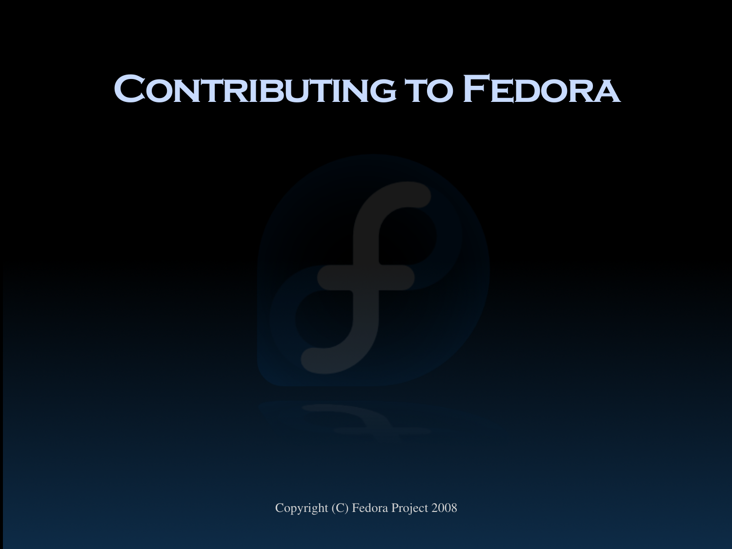# Contributing to Fedora

Copyright (C) Fedora Project 2008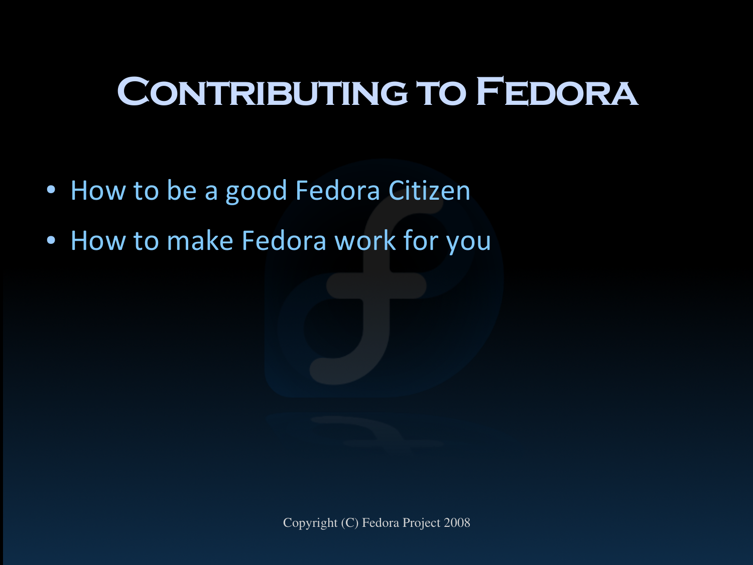# Contributing to Fedora

- How to be a good Fedora Citizen
- How to make Fedora work for you

Copyright (C) Fedora Project 2008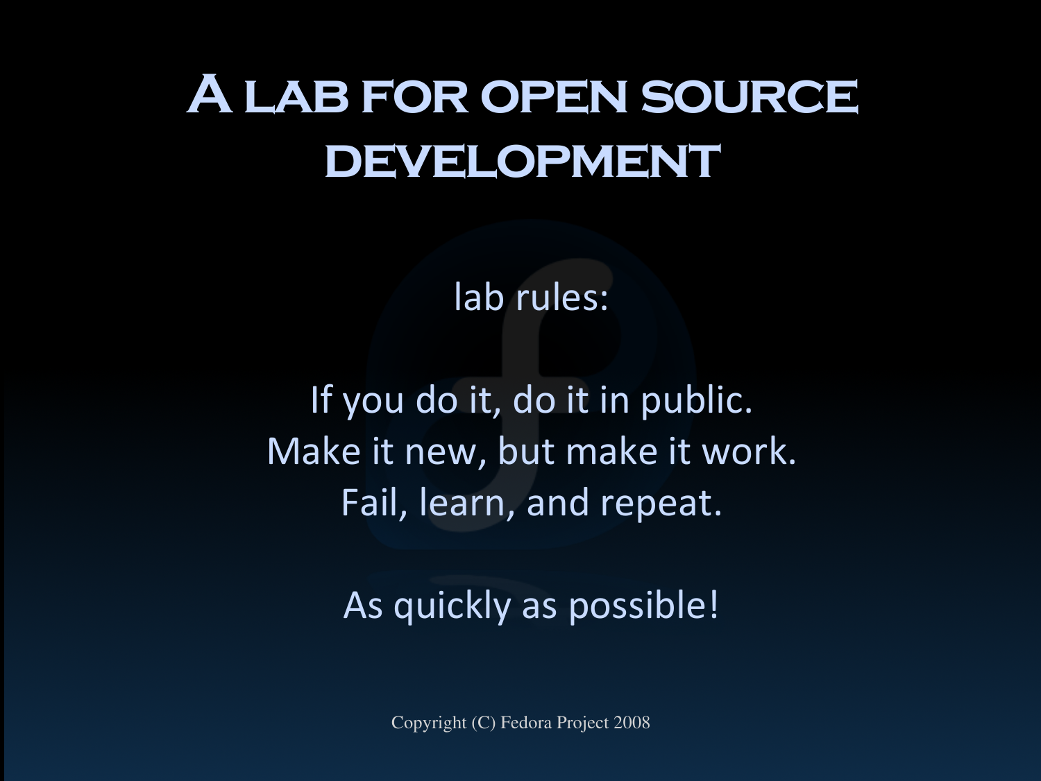# A lab for open source development

lab rules:

If you do it, do it in public.
Make it new, but make it work.
Fail, learn, and repeat.

As quickly as possible!

Copyright (C) Fedora Project 2008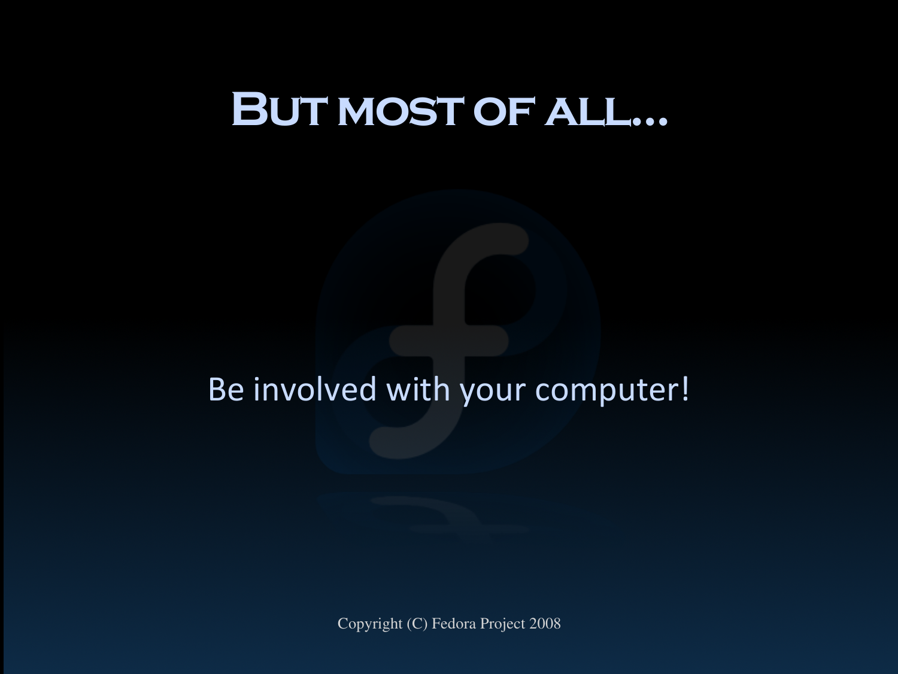# But most of all…

Be involved with your computer!

Copyright (C) Fedora Project 2008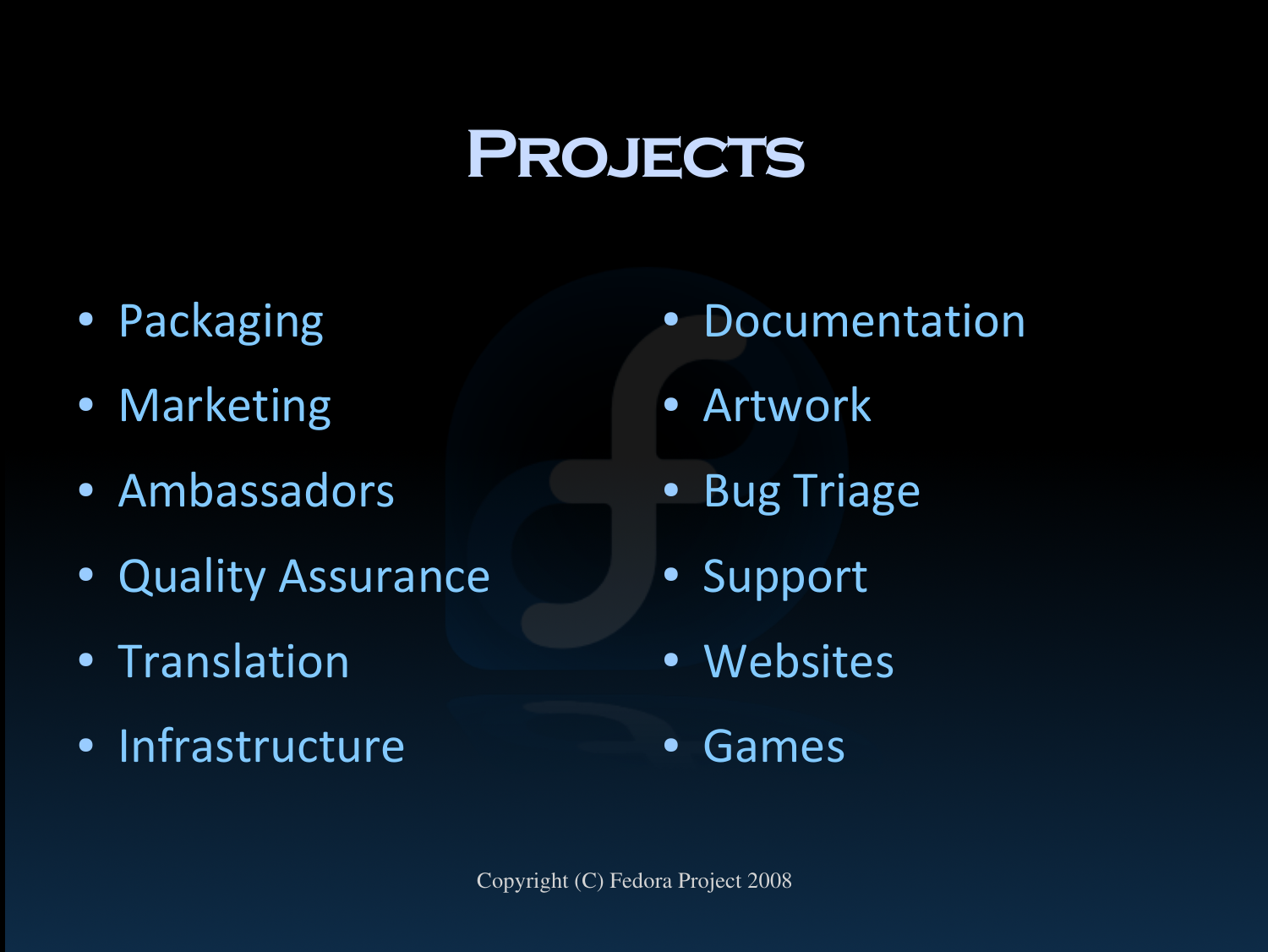# Projects

- Packaging
- Marketing
- Ambassadors
- Quality Assurance
- Translation
- Infrastructure
- Documentation
- Artwork
- Bug Triage
- Support
- Websites
- Games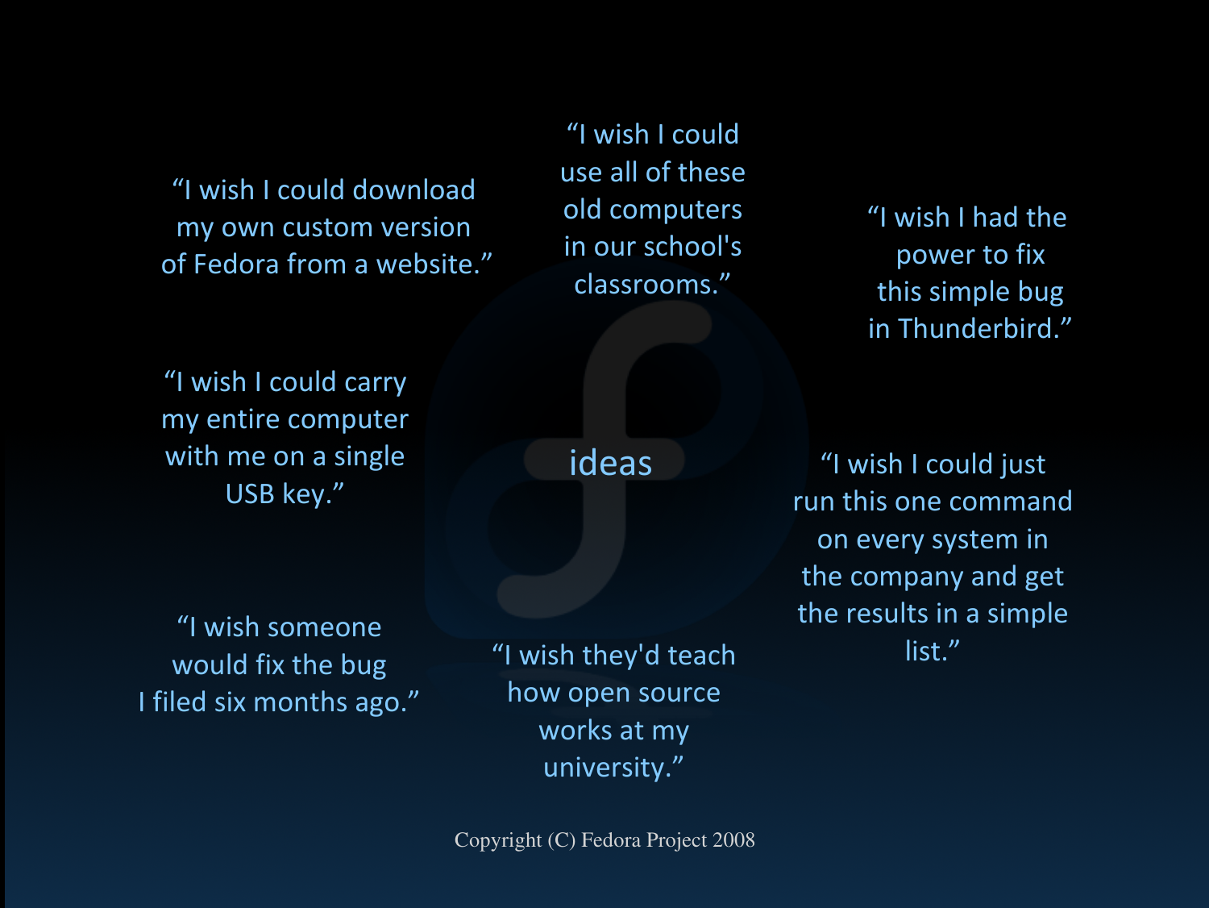# ideas

"I wish I could download my own custom version of Fedora from a website."

"I wish I could use all of these old computers in our school's classrooms."

"I wish I had the power to fix this simple bug in Thunderbird."

"I wish I could carry my entire computer with me on a single USB key."

"I wish I could just run this one command on every system in the company and get the results in a simple list."

"I wish someone would fix the bug I filed six months ago."

"I wish they'd teach how open source works at my university."

Copyright (C) Fedora Project 2008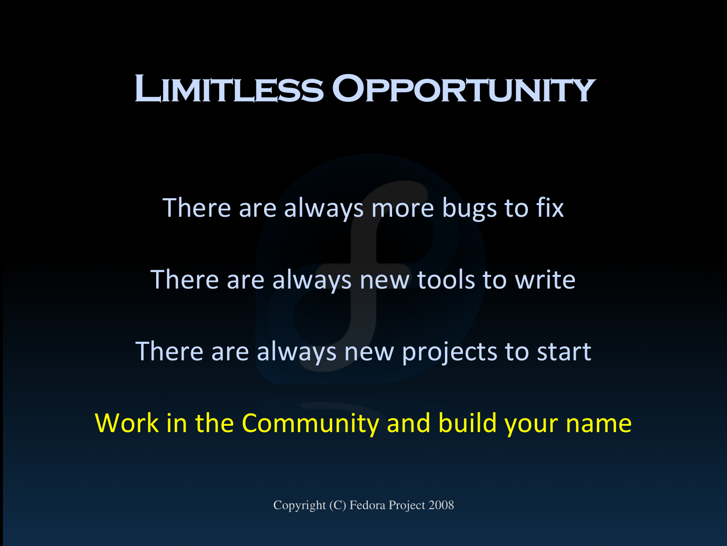# Limitless Opportunity

There are always more bugs to fix

There are always new tools to write

There are always new projects to start

Work in the Community and build your name

Copyright (C) Fedora Project 2008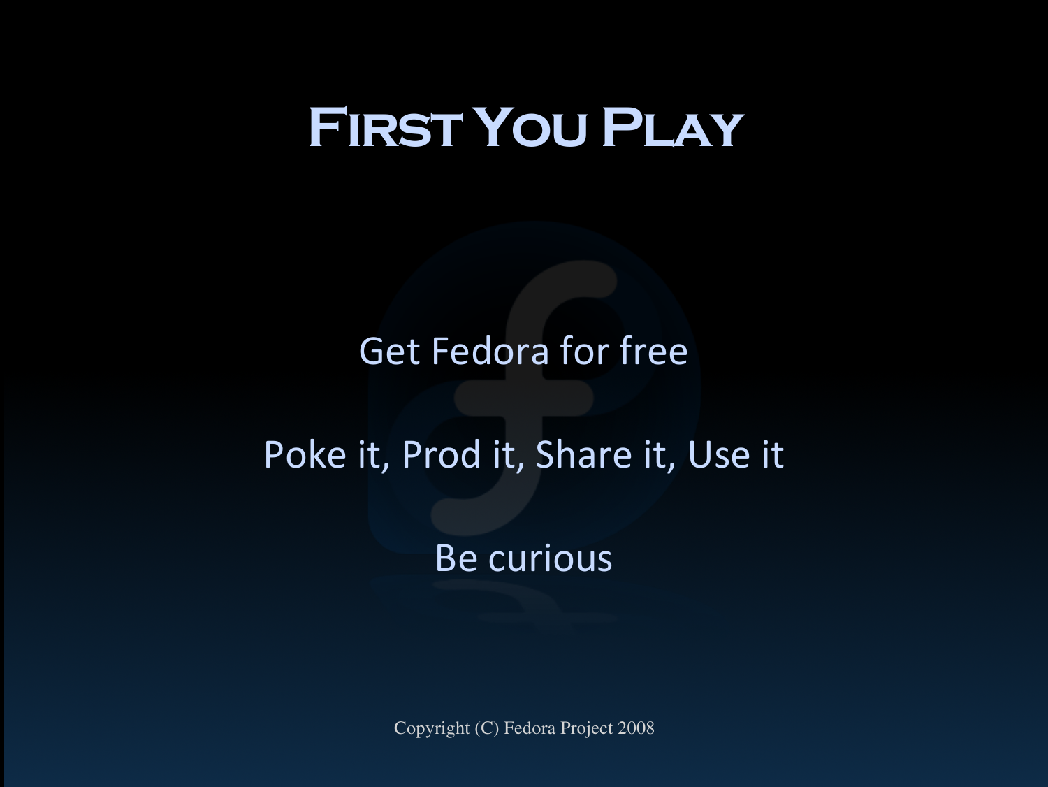# First You Play

Get Fedora for free

Poke it, Prod it, Share it, Use it

Be curious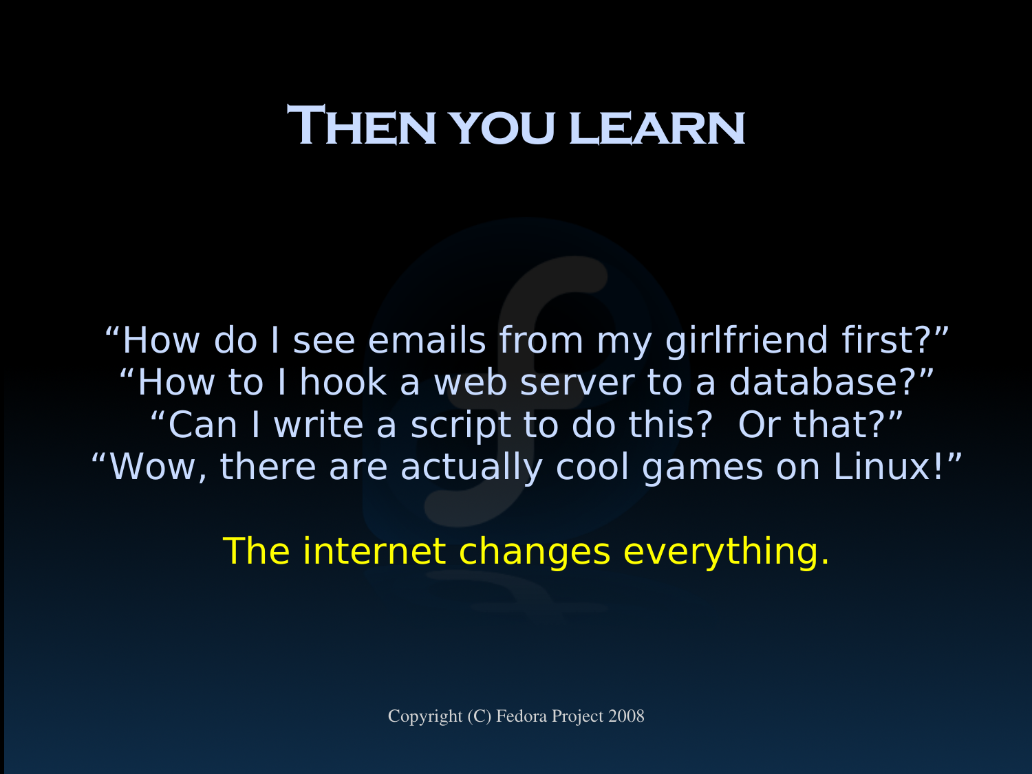# Then you learn

"How do I see emails from my girlfriend first?"
"How to I hook a web server to a database?"
"Can I write a script to do this?  Or that?"
"Wow, there are actually cool games on Linux!"

The internet changes everything.

Copyright (C) Fedora Project 2008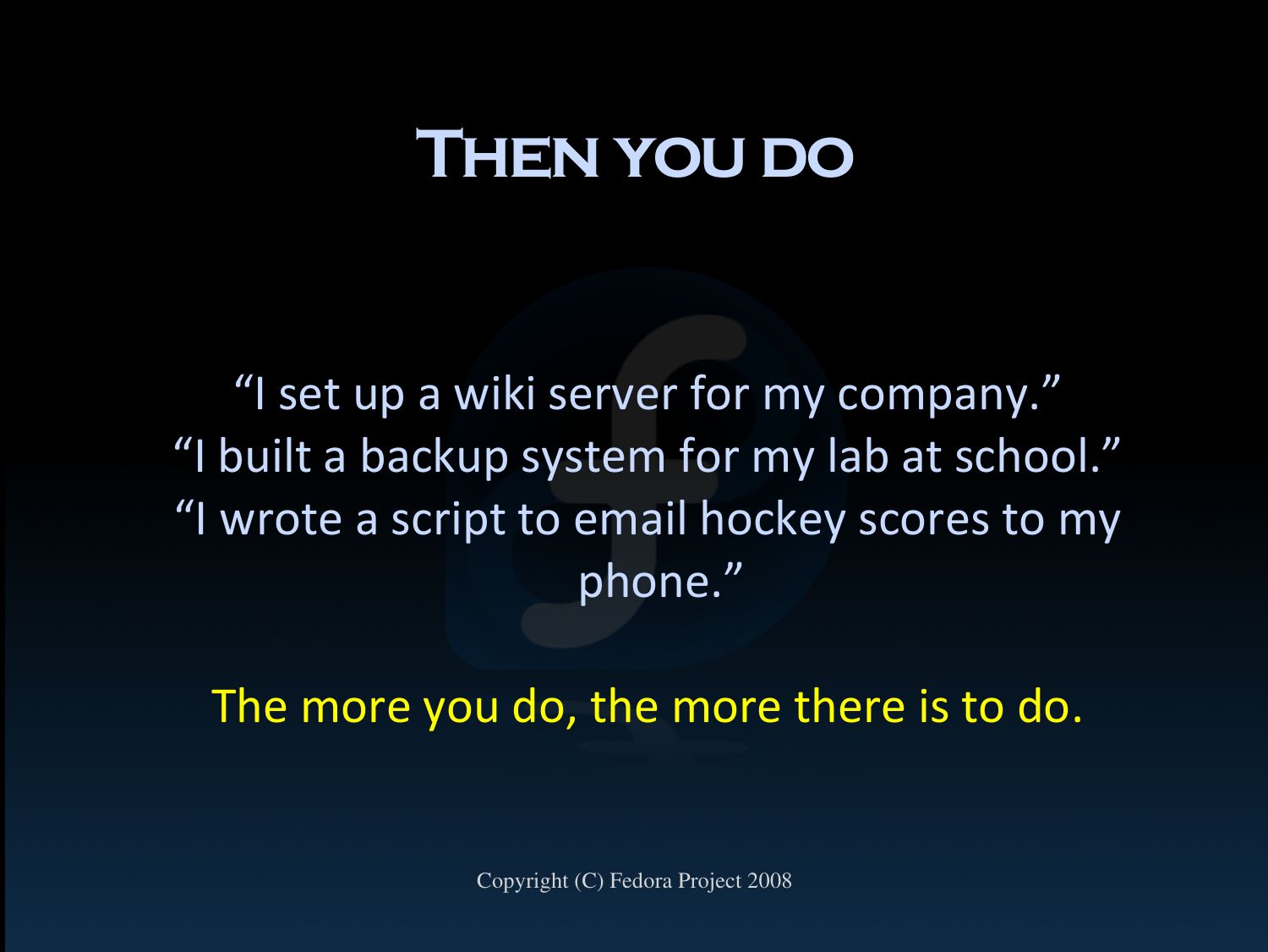# Then you do

"I set up a wiki server for my company."
"I built a backup system for my lab at school."
"I wrote a script to email hockey scores to my phone."

The more you do, the more there is to do.

Copyright (C) Fedora Project 2008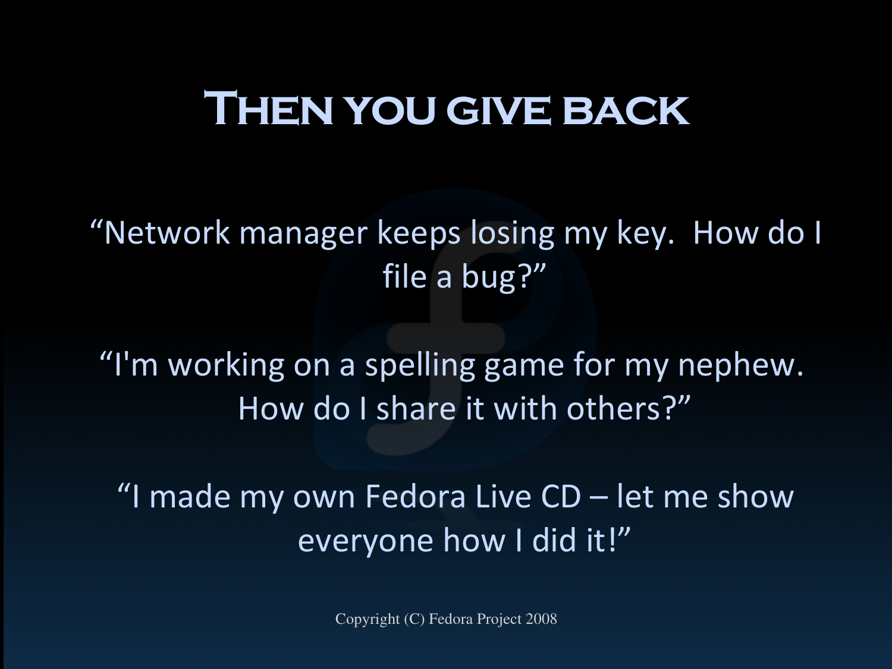# Then you give back

"Network manager keeps losing my key.  How do I file a bug?"

"I'm working on a spelling game for my nephew. How do I share it with others?"

"I made my own Fedora Live CD – let me show everyone how I did it!"

Copyright (C) Fedora Project 2008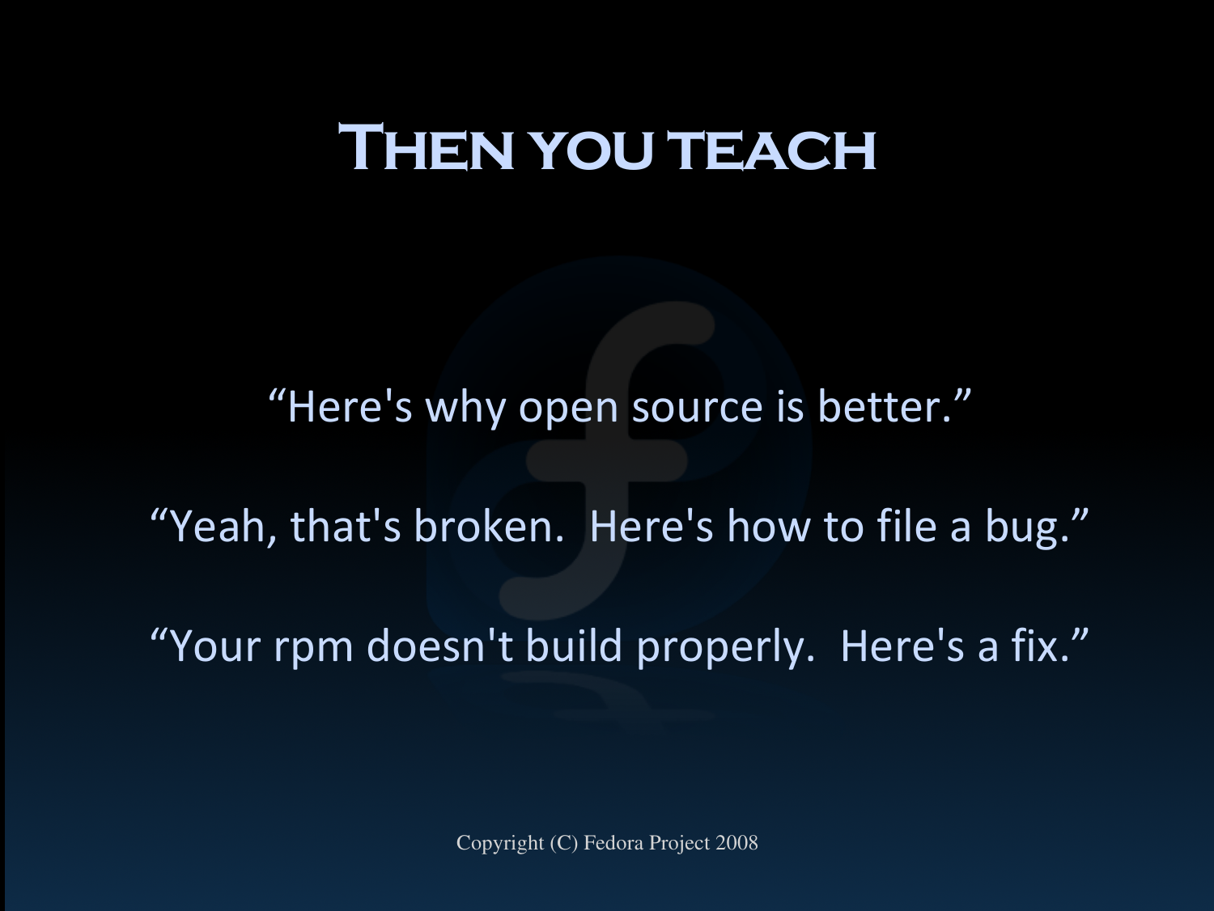# Then you teach

"Here's why open source is better."

"Yeah, that's broken.  Here's how to file a bug."

"Your rpm doesn't build properly.  Here's a fix."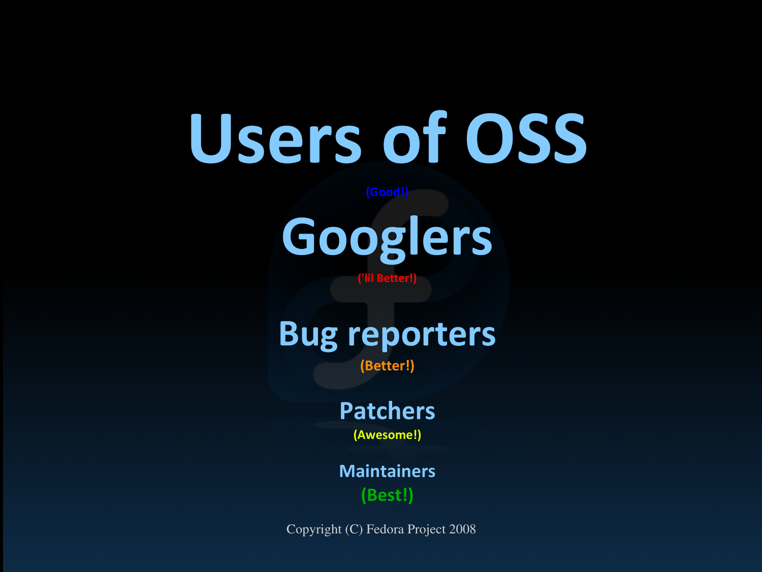# Users of OSS

(Good!)

## Googlers

('lil Better!)

## Bug reporters

(Better!)

### Patchers

(Awesome!)

### Maintainers

(Best!)

Copyright (C) Fedora Project 2008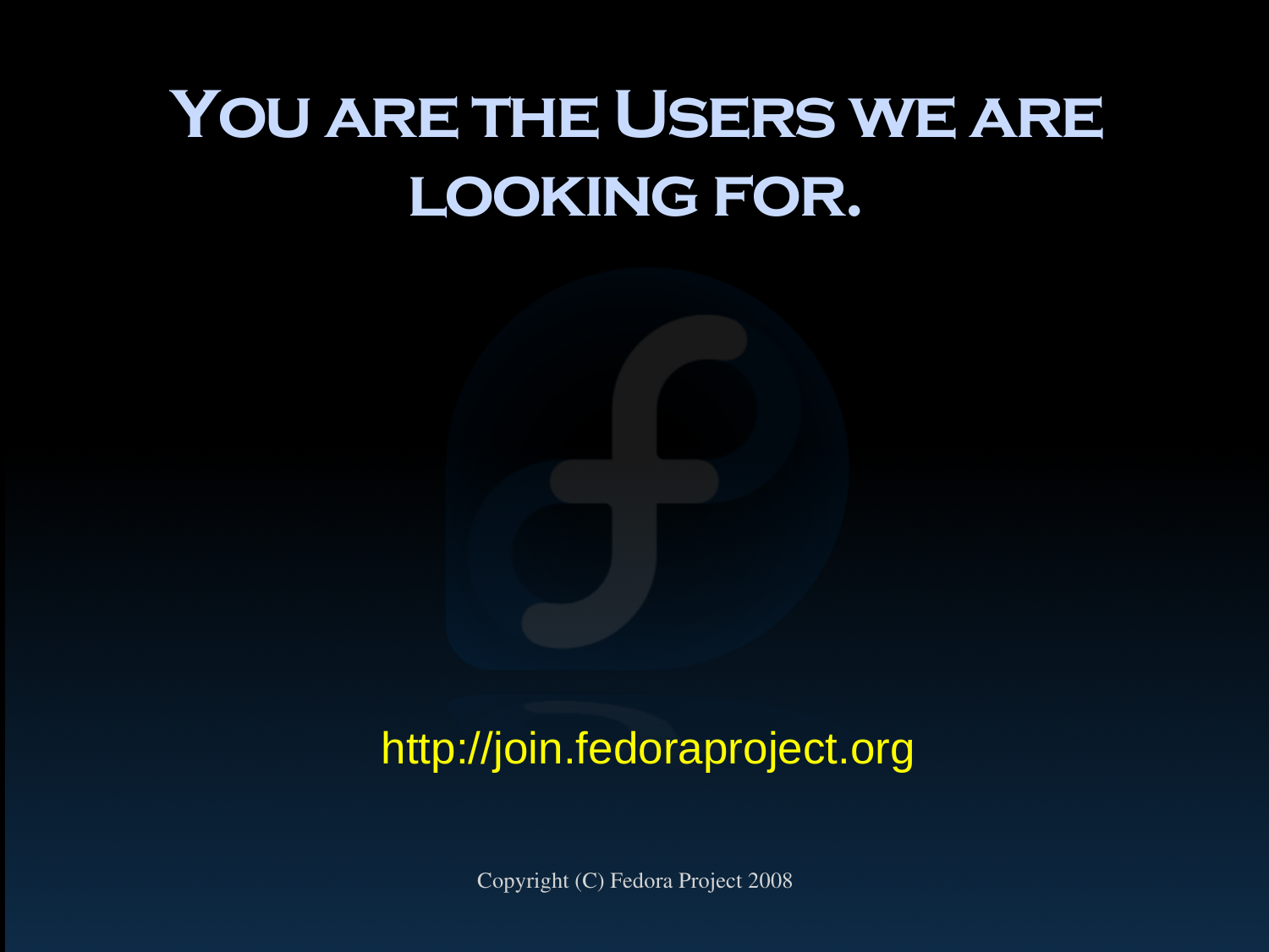# You are the Users we are looking for.

http://join.fedoraproject.org

Copyright (C) Fedora Project 2008